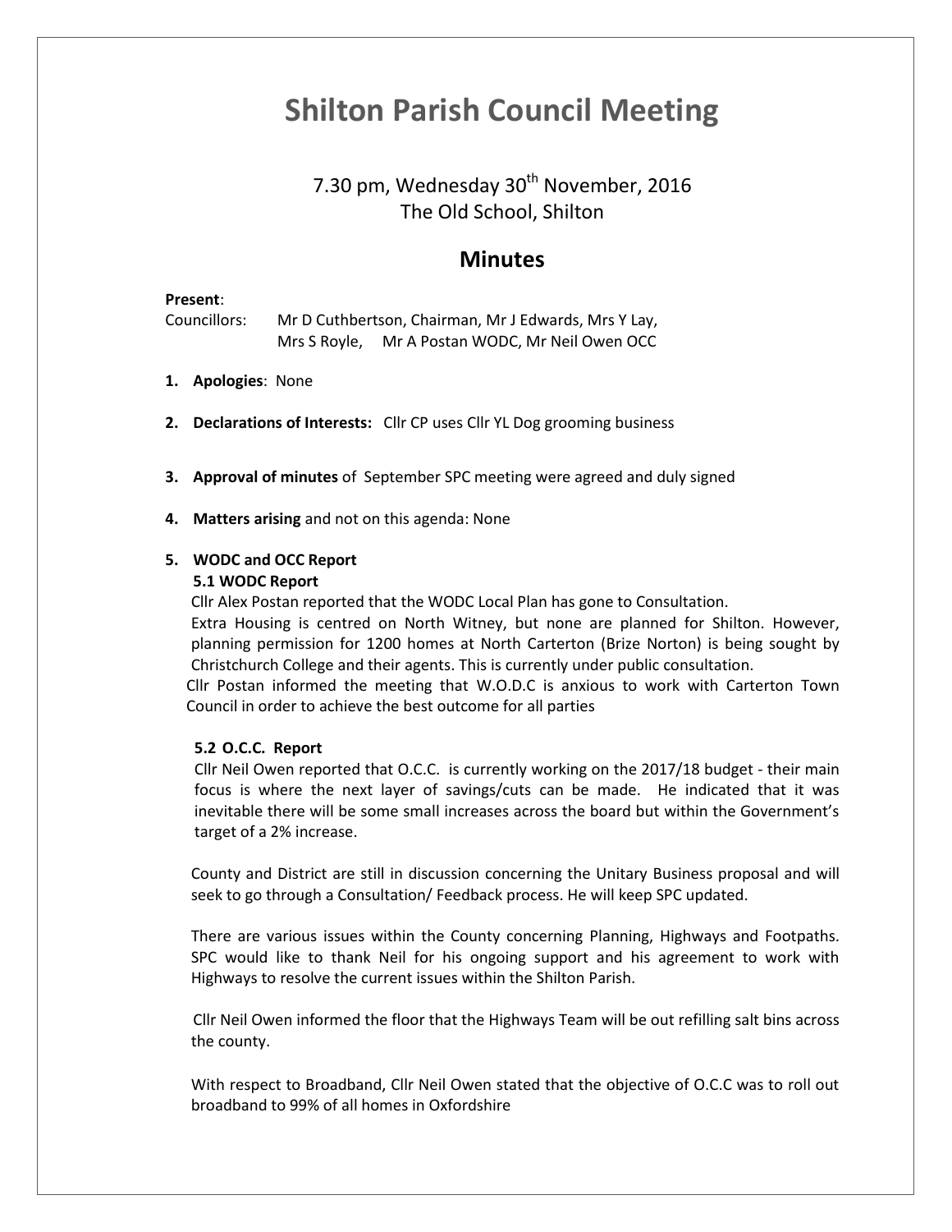# Shilton Parish Council Meeting

7.30 pm, Wednesday 30th November, 2016
The Old School, Shilton

## Minutes

**Present**:
Councillors: Mr D Cuthbertson, Chairman, Mr J Edwards, Mrs Y Lay, Mrs S Royle, Mr A Postan WODC, Mr Neil Owen OCC

1. **Apologies**: None

2. **Declarations of Interests:** Cllr CP uses Cllr YL Dog grooming business

3. **Approval of minutes** of September SPC meeting were agreed and duly signed

4. **Matters arising** and not on this agenda: None

5. **WODC and OCC Report**

**5.1 WODC Report**

Cllr Alex Postan reported that the WODC Local Plan has gone to Consultation.

Extra Housing is centred on North Witney, but none are planned for Shilton. However, planning permission for 1200 homes at North Carterton (Brize Norton) is being sought by Christchurch College and their agents. This is currently under public consultation.

Cllr Postan informed the meeting that W.O.D.C is anxious to work with Carterton Town Council in order to achieve the best outcome for all parties

**5.2 O.C.C. Report**

Cllr Neil Owen reported that O.C.C. is currently working on the 2017/18 budget - their main focus is where the next layer of savings/cuts can be made. He indicated that it was inevitable there will be some small increases across the board but within the Government's target of a 2% increase.

County and District are still in discussion concerning the Unitary Business proposal and will seek to go through a Consultation/ Feedback process. He will keep SPC updated.

There are various issues within the County concerning Planning, Highways and Footpaths. SPC would like to thank Neil for his ongoing support and his agreement to work with Highways to resolve the current issues within the Shilton Parish.

Cllr Neil Owen informed the floor that the Highways Team will be out refilling salt bins across the county.

With respect to Broadband, Cllr Neil Owen stated that the objective of O.C.C was to roll out broadband to 99% of all homes in Oxfordshire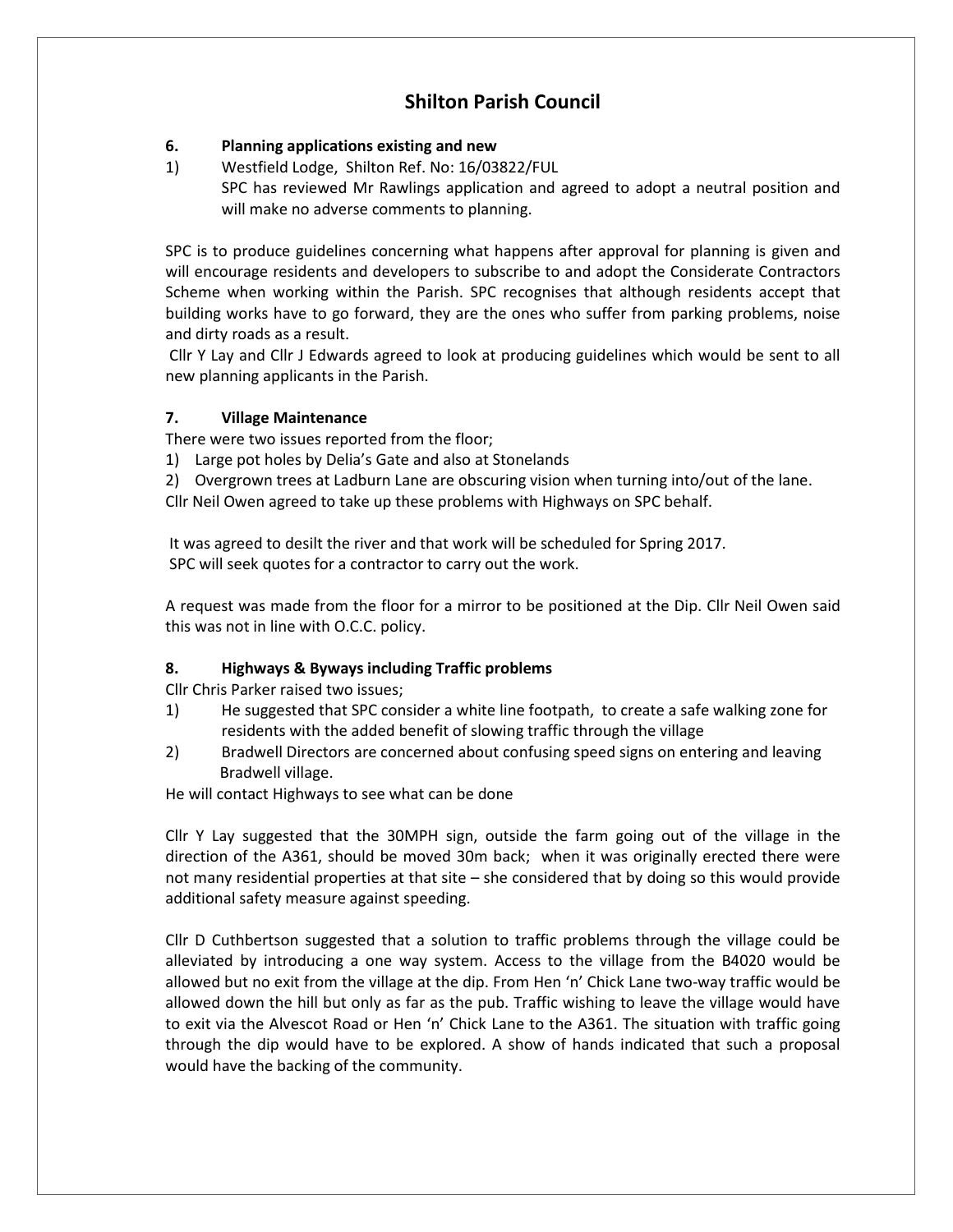# Shilton Parish Council

**6. Planning applications existing and new**

1) Westfield Lodge, Shilton Ref. No: 16/03822/FUL
   SPC has reviewed Mr Rawlings application and agreed to adopt a neutral position and will make no adverse comments to planning.

SPC is to produce guidelines concerning what happens after approval for planning is given and will encourage residents and developers to subscribe to and adopt the Considerate Contractors Scheme when working within the Parish. SPC recognises that although residents accept that building works have to go forward, they are the ones who suffer from parking problems, noise and dirty roads as a result.

Cllr Y Lay and Cllr J Edwards agreed to look at producing guidelines which would be sent to all new planning applicants in the Parish.

**7. Village Maintenance**

There were two issues reported from the floor;

1) Large pot holes by Delia's Gate and also at Stonelands
2) Overgrown trees at Ladburn Lane are obscuring vision when turning into/out of the lane.

Cllr Neil Owen agreed to take up these problems with Highways on SPC behalf.

It was agreed to desilt the river and that work will be scheduled for Spring 2017.
SPC will seek quotes for a contractor to carry out the work.

A request was made from the floor for a mirror to be positioned at the Dip. Cllr Neil Owen said this was not in line with O.C.C. policy.

**8. Highways & Byways including Traffic problems**

Cllr Chris Parker raised two issues;

1) He suggested that SPC consider a white line footpath, to create a safe walking zone for residents with the added benefit of slowing traffic through the village
2) Bradwell Directors are concerned about confusing speed signs on entering and leaving Bradwell village.

He will contact Highways to see what can be done

Cllr Y Lay suggested that the 30MPH sign, outside the farm going out of the village in the direction of the A361, should be moved 30m back; when it was originally erected there were not many residential properties at that site – she considered that by doing so this would provide additional safety measure against speeding.

Cllr D Cuthbertson suggested that a solution to traffic problems through the village could be alleviated by introducing a one way system. Access to the village from the B4020 would be allowed but no exit from the village at the dip. From Hen 'n' Chick Lane two-way traffic would be allowed down the hill but only as far as the pub. Traffic wishing to leave the village would have to exit via the Alvescot Road or Hen 'n' Chick Lane to the A361. The situation with traffic going through the dip would have to be explored. A show of hands indicated that such a proposal would have the backing of the community.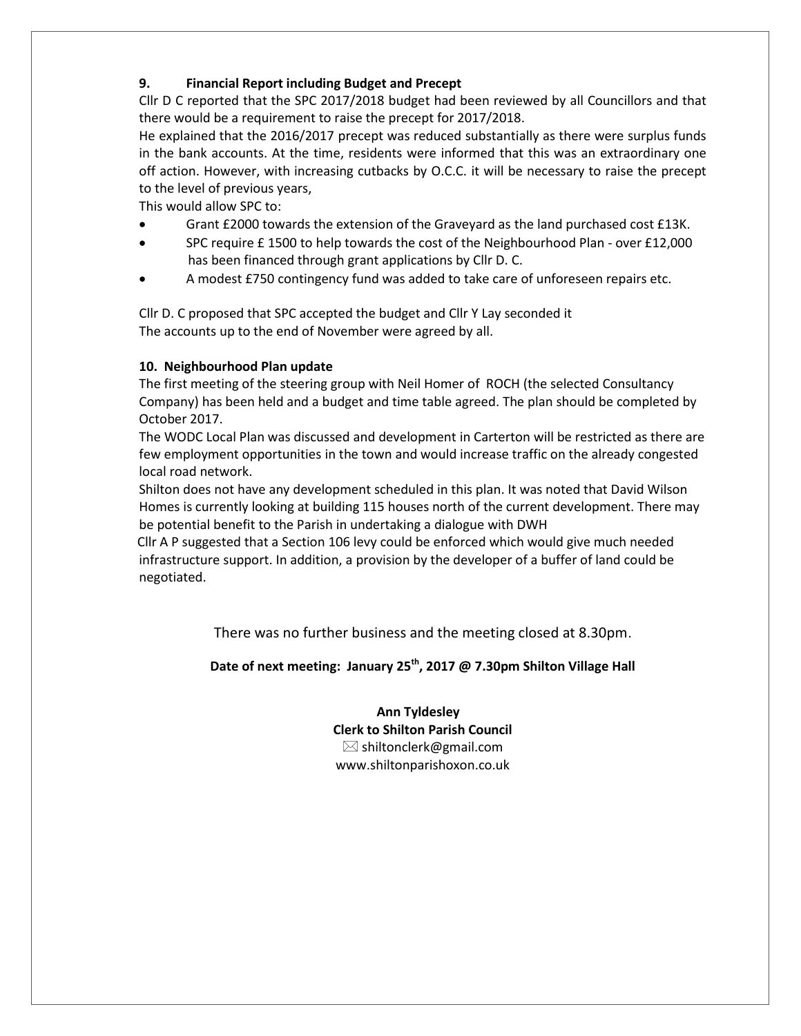## 9. Financial Report including Budget and Precept

Cllr D C reported that the SPC 2017/2018 budget had been reviewed by all Councillors and that there would be a requirement to raise the precept for 2017/2018.

He explained that the 2016/2017 precept was reduced substantially as there were surplus funds in the bank accounts. At the time, residents were informed that this was an extraordinary one off action. However, with increasing cutbacks by O.C.C. it will be necessary to raise the precept to the level of previous years,

This would allow SPC to:

- Grant £2000 towards the extension of the Graveyard as the land purchased cost £13K.
- SPC require £ 1500 to help towards the cost of the Neighbourhood Plan - over £12,000 has been financed through grant applications by Cllr D. C.
- A modest £750 contingency fund was added to take care of unforeseen repairs etc.

Cllr D. C proposed that SPC accepted the budget and Cllr Y Lay seconded it

The accounts up to the end of November were agreed by all.

## 10. Neighbourhood Plan update

The first meeting of the steering group with Neil Homer of ROCH (the selected Consultancy Company) has been held and a budget and time table agreed. The plan should be completed by October 2017.

The WODC Local Plan was discussed and development in Carterton will be restricted as there are few employment opportunities in the town and would increase traffic on the already congested local road network.

Shilton does not have any development scheduled in this plan. It was noted that David Wilson Homes is currently looking at building 115 houses north of the current development. There may be potential benefit to the Parish in undertaking a dialogue with DWH

Cllr A P suggested that a Section 106 levy could be enforced which would give much needed infrastructure support. In addition, a provision by the developer of a buffer of land could be negotiated.

There was no further business and the meeting closed at 8.30pm.

**Date of next meeting: January 25th, 2017 @ 7.30pm Shilton Village Hall**

**Ann Tyldesley**
**Clerk to Shilton Parish Council**
✉ shiltonclerk@gmail.com
www.shiltonparishoxon.co.uk